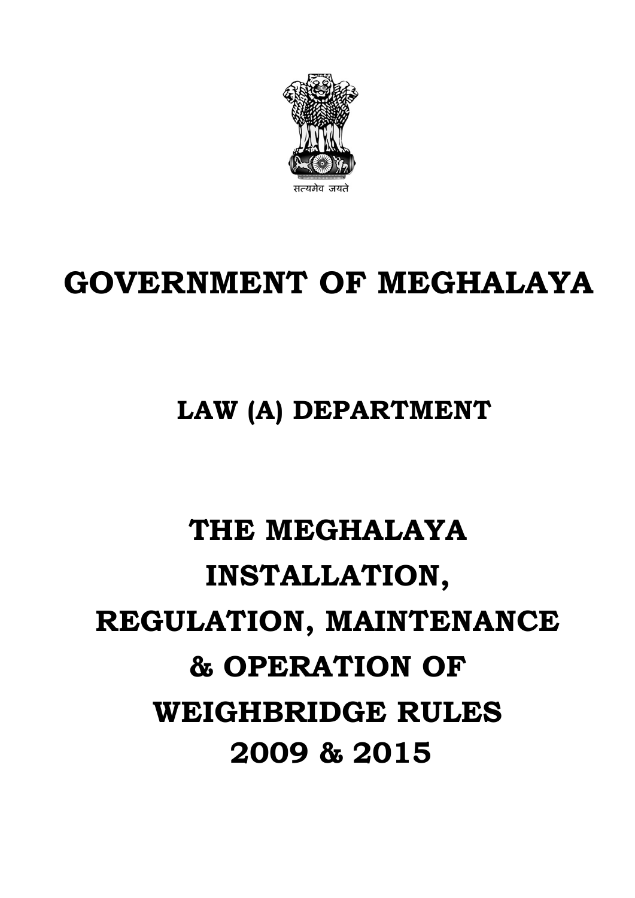सत्यमेव जयते

# GOVERNMENT OF MEGHALAYA

## LAW (A) DEPARTMENT

# THE MEGHALAYA INSTALLATION, REGULATION, MAINTENANCE & OPERATION OF WEIGHBRIDGE RULES 2009 & 2015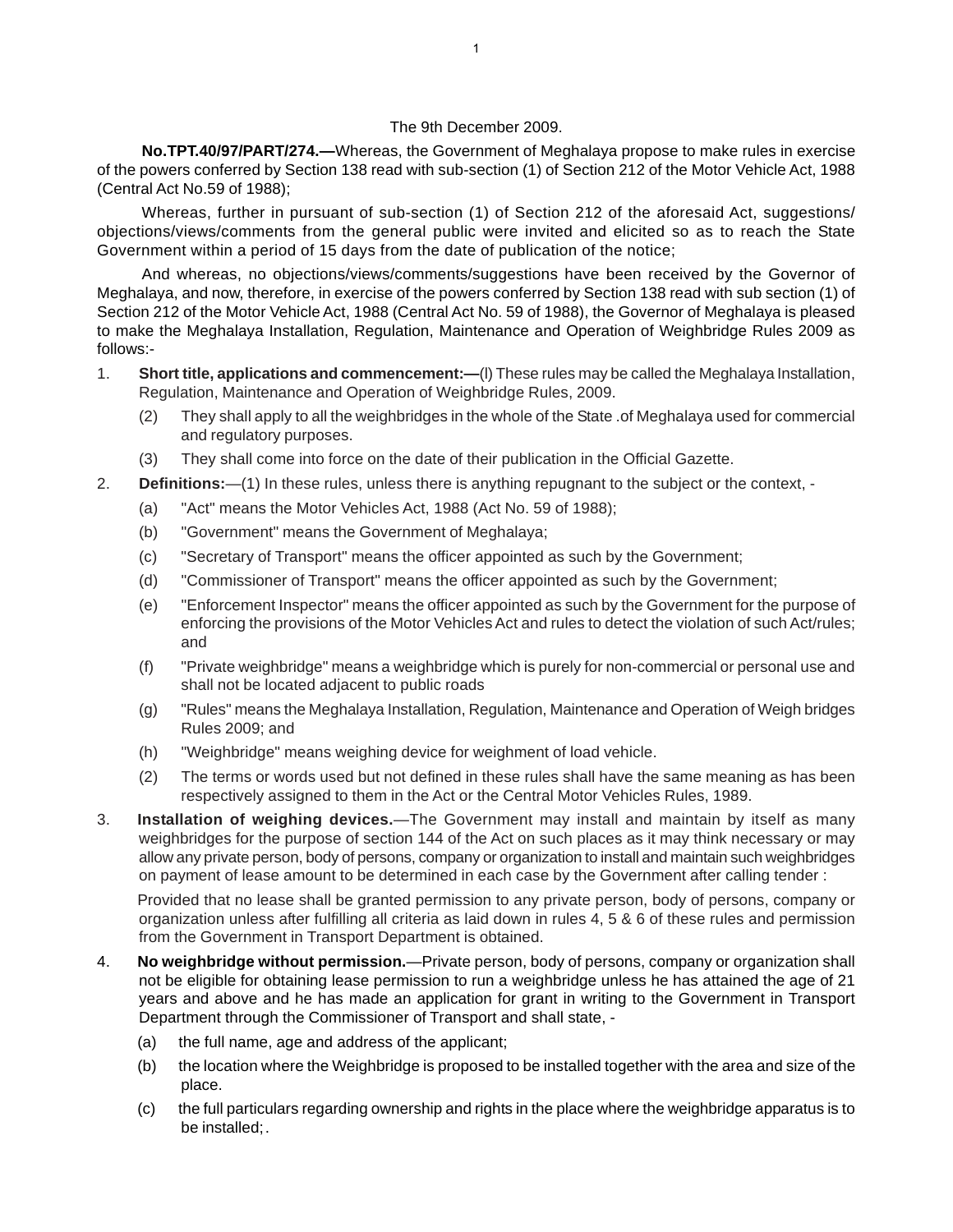The 9th December 2009.

**No.TPT.40/97/PART/274.—**Whereas, the Government of Meghalaya propose to make rules in exercise of the powers conferred by Section 138 read with sub-section (1) of Section 212 of the Motor Vehicle Act, 1988 (Central Act No.59 of 1988);

Whereas, further in pursuant of sub-section (1) of Section 212 of the aforesaid Act, suggestions/ objections/views/comments from the general public were invited and elicited so as to reach the State Government within a period of 15 days from the date of publication of the notice;

And whereas, no objections/views/comments/suggestions have been received by the Governor of Meghalaya, and now, therefore, in exercise of the powers conferred by Section 138 read with sub section (1) of Section 212 of the Motor Vehicle Act, 1988 (Central Act No. 59 of 1988), the Governor of Meghalaya is pleased to make the Meghalaya Installation, Regulation, Maintenance and Operation of Weighbridge Rules 2009 as follows:-

1. **Short title, applications and commencement:—**(l) These rules may be called the Meghalaya Installation, Regulation, Maintenance and Operation of Weighbridge Rules, 2009.
   - (2) They shall apply to all the weighbridges in the whole of the State .of Meghalaya used for commercial and regulatory purposes.
   - (3) They shall come into force on the date of their publication in the Official Gazette.
2. **Definitions:**—(1) In these rules, unless there is anything repugnant to the subject or the context, -
   - (a) "Act" means the Motor Vehicles Act, 1988 (Act No. 59 of 1988);
   - (b) "Government" means the Government of Meghalaya;
   - (c) "Secretary of Transport" means the officer appointed as such by the Government;
   - (d) "Commissioner of Transport" means the officer appointed as such by the Government;
   - (e) "Enforcement Inspector" means the officer appointed as such by the Government for the purpose of enforcing the provisions of the Motor Vehicles Act and rules to detect the violation of such Act/rules; and
   - (f) "Private weighbridge" means a weighbridge which is purely for non-commercial or personal use and shall not be located adjacent to public roads
   - (g) "Rules" means the Meghalaya Installation, Regulation, Maintenance and Operation of Weigh bridges Rules 2009; and
   - (h) "Weighbridge" means weighing device for weighment of load vehicle.
   - (2) The terms or words used but not defined in these rules shall have the same meaning as has been respectively assigned to them in the Act or the Central Motor Vehicles Rules, 1989.
3. **Installation of weighing devices.**—The Government may install and maintain by itself as many weighbridges for the purpose of section 144 of the Act on such places as it may think necessary or may allow any private person, body of persons, company or organization to install and maintain such weighbridges on payment of lease amount to be determined in each case by the Government after calling tender :

   Provided that no lease shall be granted permission to any private person, body of persons, company or organization unless after fulfilling all criteria as laid down in rules 4, 5 & 6 of these rules and permission from the Government in Transport Department is obtained.
4. **No weighbridge without permission.**—Private person, body of persons, company or organization shall not be eligible for obtaining lease permission to run a weighbridge unless he has attained the age of 21 years and above and he has made an application for grant in writing to the Government in Transport Department through the Commissioner of Transport and shall state, -
   - (a) the full name, age and address of the applicant;
   - (b) the location where the Weighbridge is proposed to be installed together with the area and size of the place.
   - (c) the full particulars regarding ownership and rights in the place where the weighbridge apparatus is to be installed;.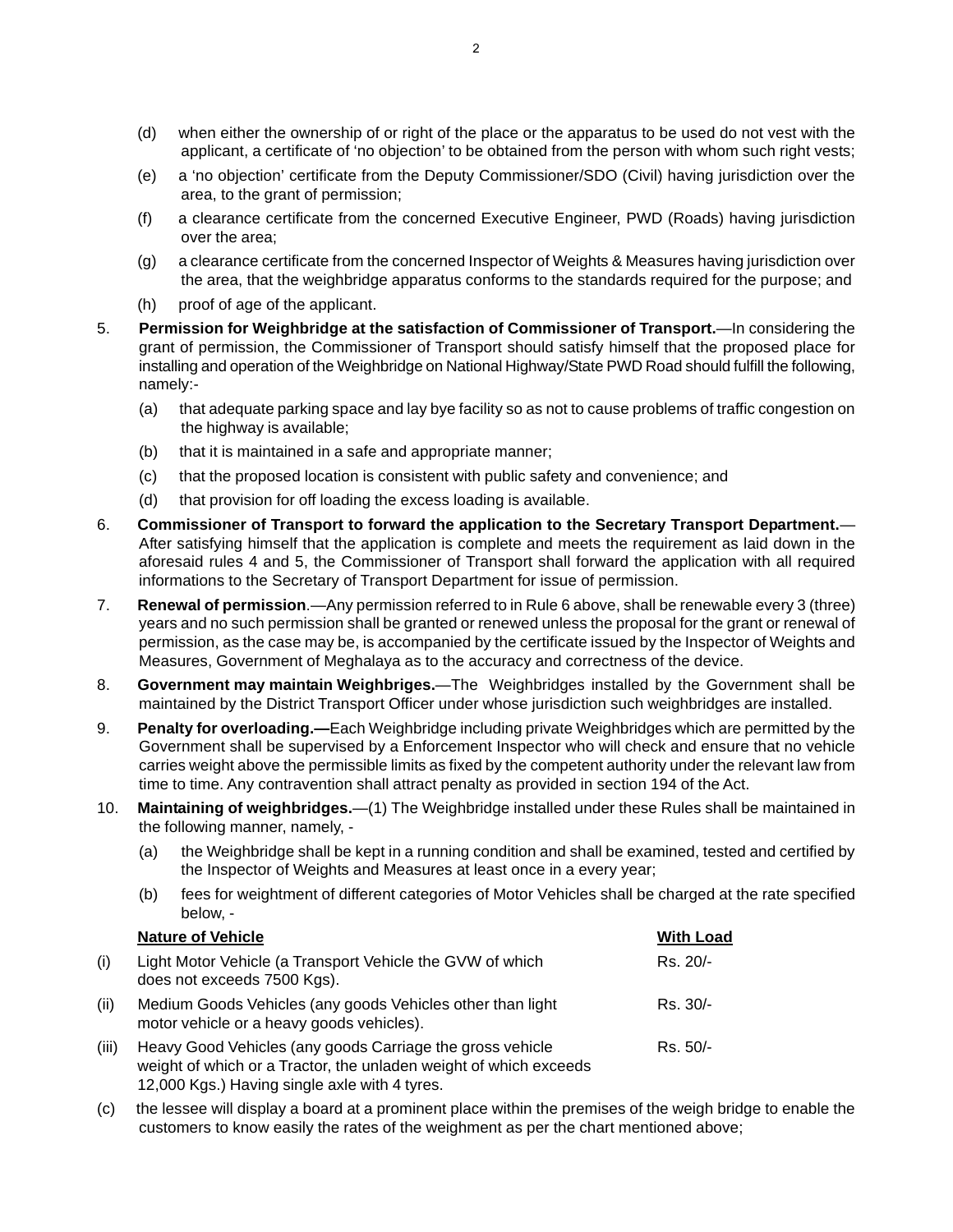(d) when either the ownership of or right of the place or the apparatus to be used do not vest with the applicant, a certificate of 'no objection' to be obtained from the person with whom such right vests;

(e) a 'no objection' certificate from the Deputy Commissioner/SDO (Civil) having jurisdiction over the area, to the grant of permission;

(f) a clearance certificate from the concerned Executive Engineer, PWD (Roads) having jurisdiction over the area;

(g) a clearance certificate from the concerned Inspector of Weights & Measures having jurisdiction over the area, that the weighbridge apparatus conforms to the standards required for the purpose; and

(h) proof of age of the applicant.

5. **Permission for Weighbridge at the satisfaction of Commissioner of Transport.**—In considering the grant of permission, the Commissioner of Transport should satisfy himself that the proposed place for installing and operation of the Weighbridge on National Highway/State PWD Road should fulfill the following, namely:-

(a) that adequate parking space and lay bye facility so as not to cause problems of traffic congestion on the highway is available;

(b) that it is maintained in a safe and appropriate manner;

(c) that the proposed location is consistent with public safety and convenience; and

(d) that provision for off loading the excess loading is available.

6. **Commissioner of Transport to forward the application to the Secretary Transport Department.**—After satisfying himself that the application is complete and meets the requirement as laid down in the aforesaid rules 4 and 5, the Commissioner of Transport shall forward the application with all required informations to the Secretary of Transport Department for issue of permission.

7. **Renewal of permission**.—Any permission referred to in Rule 6 above, shall be renewable every 3 (three) years and no such permission shall be granted or renewed unless the proposal for the grant or renewal of permission, as the case may be, is accompanied by the certificate issued by the Inspector of Weights and Measures, Government of Meghalaya as to the accuracy and correctness of the device.

8. **Government may maintain Weighbriges.**—The Weighbridges installed by the Government shall be maintained by the District Transport Officer under whose jurisdiction such weighbridges are installed.

9. **Penalty for overloading.—**Each Weighbridge including private Weighbridges which are permitted by the Government shall be supervised by a Enforcement Inspector who will check and ensure that no vehicle carries weight above the permissible limits as fixed by the competent authority under the relevant law from time to time. Any contravention shall attract penalty as provided in section 194 of the Act.

10. **Maintaining of weighbridges.**—(1) The Weighbridge installed under these Rules shall be maintained in the following manner, namely, -

(a) the Weighbridge shall be kept in a running condition and shall be examined, tested and certified by the Inspector of Weights and Measures at least once in a every year;

(b) fees for weightment of different categories of Motor Vehicles shall be charged at the rate specified below, -

| | Nature of Vehicle | With Load |
|---|---|---|
| (i) | Light Motor Vehicle (a Transport Vehicle the GVW of which does not exceeds 7500 Kgs). | Rs. 20/- |
| (ii) | Medium Goods Vehicles (any goods Vehicles other than light motor vehicle or a heavy goods vehicles). | Rs. 30/- |
| (iii) | Heavy Good Vehicles (any goods Carriage the gross vehicle weight of which or a Tractor, the unladen weight of which exceeds 12,000 Kgs.) Having single axle with 4 tyres. | Rs. 50/- |

(c) the lessee will display a board at a prominent place within the premises of the weigh bridge to enable the customers to know easily the rates of the weighment as per the chart mentioned above;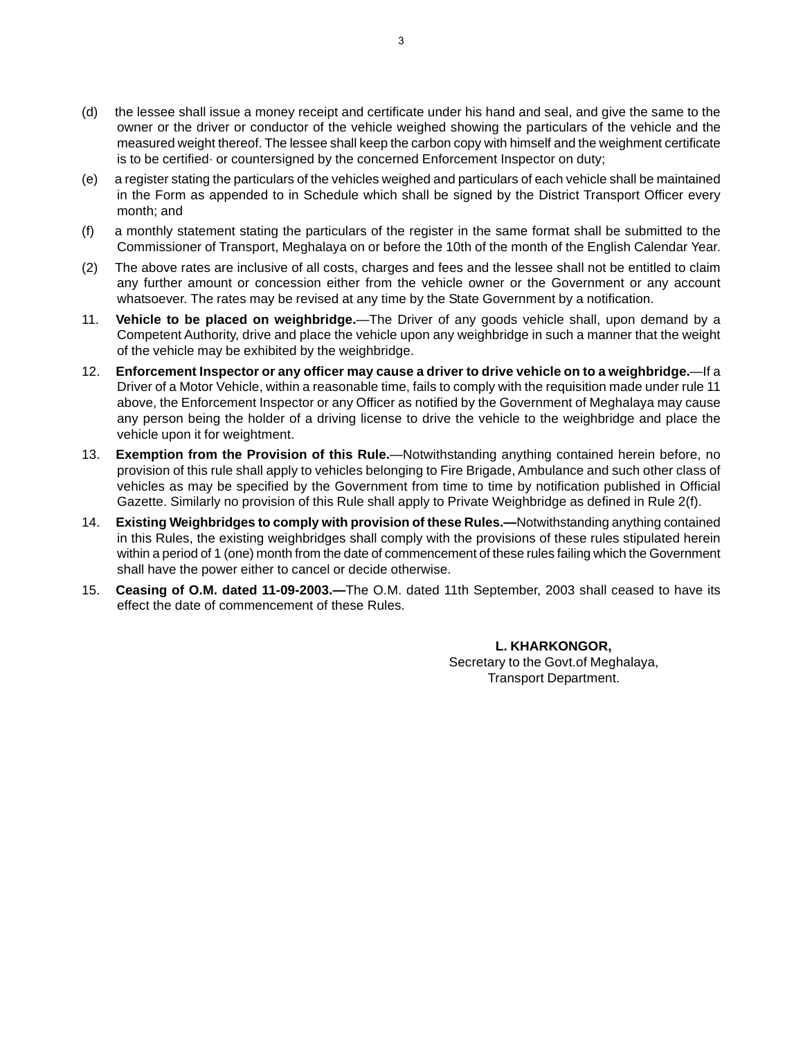(d) the lessee shall issue a money receipt and certificate under his hand and seal, and give the same to the owner or the driver or conductor of the vehicle weighed showing the particulars of the vehicle and the measured weight thereof. The lessee shall keep the carbon copy with himself and the weighment certificate is to be certified· or countersigned by the concerned Enforcement Inspector on duty;

(e) a register stating the particulars of the vehicles weighed and particulars of each vehicle shall be maintained in the Form as appended to in Schedule which shall be signed by the District Transport Officer every month; and

(f) a monthly statement stating the particulars of the register in the same format shall be submitted to the Commissioner of Transport, Meghalaya on or before the 10th of the month of the English Calendar Year.

(2) The above rates are inclusive of all costs, charges and fees and the lessee shall not be entitled to claim any further amount or concession either from the vehicle owner or the Government or any account whatsoever. The rates may be revised at any time by the State Government by a notification.

11. **Vehicle to be placed on weighbridge.**—The Driver of any goods vehicle shall, upon demand by a Competent Authority, drive and place the vehicle upon any weighbridge in such a manner that the weight of the vehicle may be exhibited by the weighbridge.

12. **Enforcement Inspector or any officer may cause a driver to drive vehicle on to a weighbridge.**—If a Driver of a Motor Vehicle, within a reasonable time, fails to comply with the requisition made under rule 11 above, the Enforcement Inspector or any Officer as notified by the Government of Meghalaya may cause any person being the holder of a driving license to drive the vehicle to the weighbridge and place the vehicle upon it for weightment.

13. **Exemption from the Provision of this Rule.**—Notwithstanding anything contained herein before, no provision of this rule shall apply to vehicles belonging to Fire Brigade, Ambulance and such other class of vehicles as may be specified by the Government from time to time by notification published in Official Gazette. Similarly no provision of this Rule shall apply to Private Weighbridge as defined in Rule 2(f).

14. **Existing Weighbridges to comply with provision of these Rules.—**Notwithstanding anything contained in this Rules, the existing weighbridges shall comply with the provisions of these rules stipulated herein within a period of 1 (one) month from the date of commencement of these rules failing which the Government shall have the power either to cancel or decide otherwise.

15. **Ceasing of O.M. dated 11-09-2003.—**The O.M. dated 11th September, 2003 shall ceased to have its effect the date of commencement of these Rules.

**L. KHARKONGOR,**
Secretary to the Govt.of Meghalaya,
Transport Department.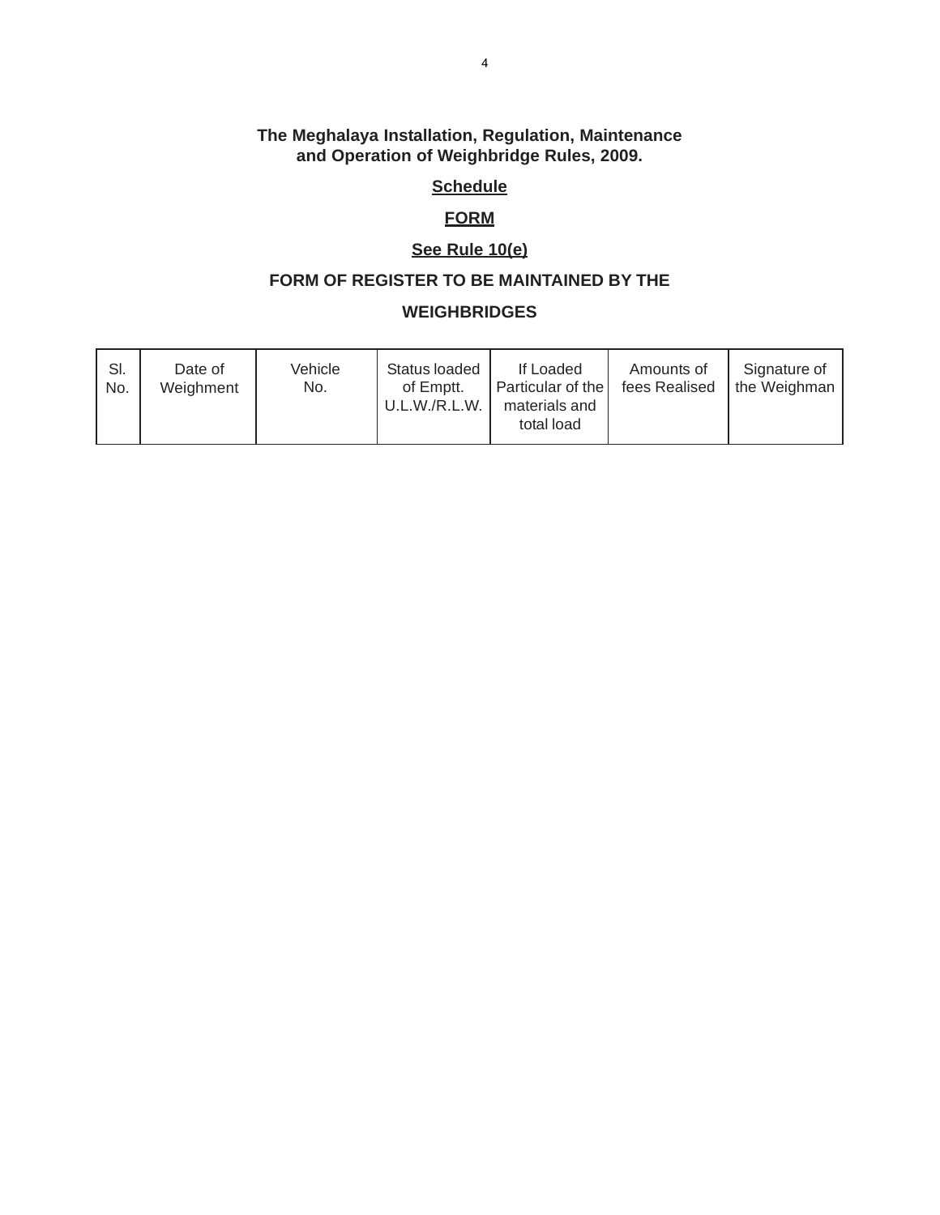**The Meghalaya Installation, Regulation, Maintenance and Operation of Weighbridge Rules, 2009.**

**<u>Schedule</u>**

**<u>FORM</u>**

**<u>See Rule 10(e)</u>**

**FORM OF REGISTER TO BE MAINTAINED BY THE WEIGHBRIDGES**

| Sl. No. | Date of Weighment | Vehicle No. | Status loaded of Emptt. U.L.W./R.L.W. | If Loaded Particular of the materials and total load | Amounts of fees Realised | Signature of the Weighman |
|---|---|---|---|---|---|---|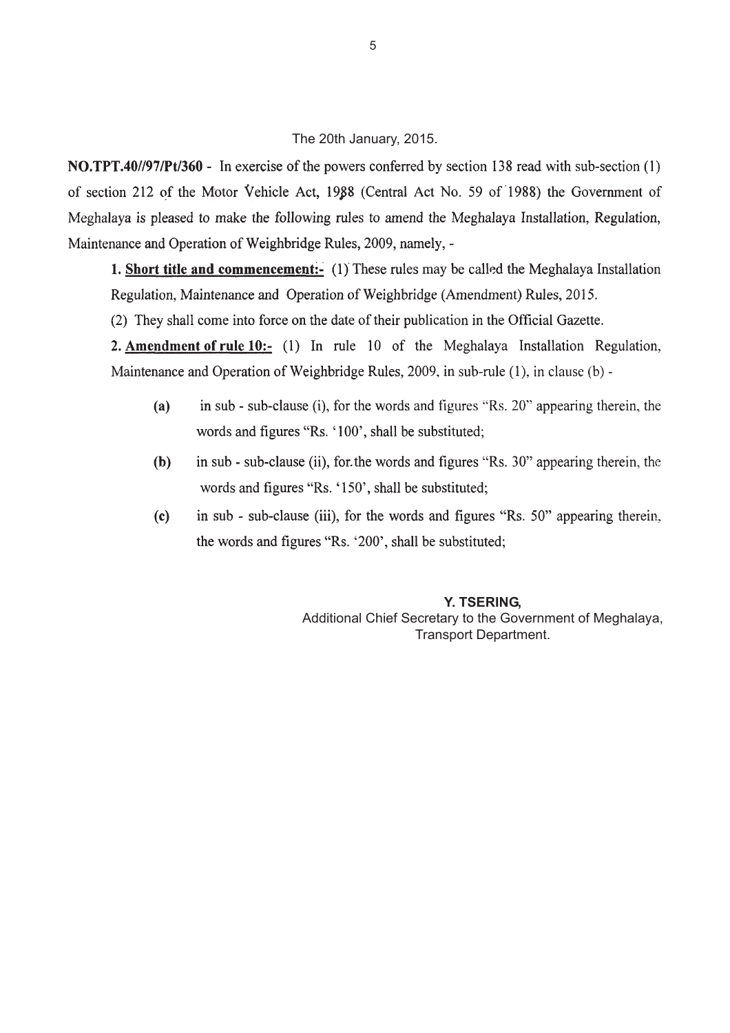The 20th January, 2015.

**NO.TPT.40//97/Pt/360** - In exercise of the powers conferred by section 138 read with sub-section (1) of section 212 of the Motor Vehicle Act, 1988 (Central Act No. 59 of 1988) the Government of Meghalaya is pleased to make the following rules to amend the Meghalaya Installation, Regulation, Maintenance and Operation of Weighbridge Rules, 2009, namely, -

**1. <u>Short title and commencement:-</u>** (1) These rules may be called the Meghalaya Installation Regulation, Maintenance and Operation of Weighbridge (Amendment) Rules, 2015.

(2) They shall come into force on the date of their publication in the Official Gazette.

**2. <u>Amendment of rule 10:-</u>** (1) In rule 10 of the Meghalaya Installation Regulation, Maintenance and Operation of Weighbridge Rules, 2009, in sub-rule (1), in clause (b) -

**(a)** in sub - sub-clause (i), for the words and figures "Rs. 20" appearing therein, the words and figures "Rs. '100', shall be substituted;

**(b)** in sub - sub-clause (ii), for the words and figures "Rs. 30" appearing therein, the words and figures "Rs. '150', shall be substituted;

**(c)** in sub - sub-clause (iii), for the words and figures "Rs. 50" appearing therein, the words and figures "Rs. '200', shall be substituted;

**Y. TSERING,**
Additional Chief Secretary to the Government of Meghalaya,
Transport Department.